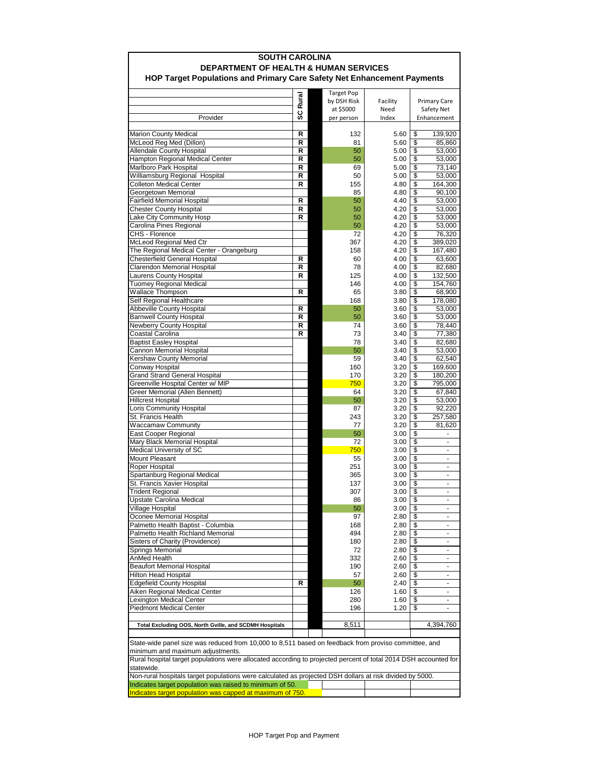# SOUTH CAROLINA
## DEPARTMENT OF HEALTH & HUMAN SERVICES
### HOP Target Populations and Primary Care Safety Net Enhancement Payments

| Provider | SC Rural | | Target Pop by DSH Risk at $5000 per person | Facility Need Index | Primary Care Safety Net Enhancement |
|---|---|---|---|---|---|
| Marion County Medical | R | | 132 | 5.60 | $ 139,920 |
| McLeod Reg Med (Dillon) | R | | 81 | 5.60 | $ 85,860 |
| Allendale County Hospital | R | | 50 | 5.00 | $ 53,000 |
| Hampton Regional Medical Center | R | | 50 | 5.00 | $ 53,000 |
| Marlboro Park Hospital | R | | 69 | 5.00 | $ 73,140 |
| Williamsburg Regional Hospital | R | | 50 | 5.00 | $ 53,000 |
| Colleton Medical Center | R | | 155 | 4.80 | $ 164,300 |
| Georgetown Memorial | | | 85 | 4.80 | $ 90,100 |
| Fairfield Memorial Hospital | R | | 50 | 4.40 | $ 53,000 |
| Chester County Hospital | R | | 50 | 4.20 | $ 53,000 |
| Lake City Community Hosp | R | | 50 | 4.20 | $ 53,000 |
| Carolina Pines Regional | | | 50 | 4.20 | $ 53,000 |
| CHS - Florence | | | 72 | 4.20 | $ 76,320 |
| McLeod Regional Med Ctr | | | 367 | 4.20 | $ 389,020 |
| The Regional Medical Center - Orangeburg | | | 158 | 4.20 | $ 167,480 |
| Chesterfield General Hospital | R | | 60 | 4.00 | $ 63,600 |
| Clarendon Memorial Hospital | R | | 78 | 4.00 | $ 82,680 |
| Laurens County Hospital | R | | 125 | 4.00 | $ 132,500 |
| Tuomey Regional Medical | | | 146 | 4.00 | $ 154,760 |
| Wallace Thompson | R | | 65 | 3.80 | $ 68,900 |
| Self Regional Healthcare | | | 168 | 3.80 | $ 178,080 |
| Abbeville County Hospital | R | | 50 | 3.60 | $ 53,000 |
| Barnwell County Hospital | R | | 50 | 3.60 | $ 53,000 |
| Newberry County Hospital | R | | 74 | 3.60 | $ 78,440 |
| Coastal Carolina | R | | 73 | 3.40 | $ 77,380 |
| Baptist Easley Hospital | | | 78 | 3.40 | $ 82,680 |
| Cannon Memorial Hospital | | | 50 | 3.40 | $ 53,000 |
| Kershaw County Memorial | | | 59 | 3.40 | $ 62,540 |
| Conway Hospital | | | 160 | 3.20 | $ 169,600 |
| Grand Strand General Hospital | | | 170 | 3.20 | $ 180,200 |
| Greenville Hospital Center w/ MIP | | | 750 | 3.20 | $ 795,000 |
| Greer Memorial (Allen Bennett) | | | 64 | 3.20 | $ 67,840 |
| Hillcrest Hospital | | | 50 | 3.20 | $ 53,000 |
| Loris Community Hospital | | | 87 | 3.20 | $ 92,220 |
| St. Francis Health | | | 243 | 3.20 | $ 257,580 |
| Waccamaw Community | | | 77 | 3.20 | $ 81,620 |
| East Cooper Regional | | | 50 | 3.00 | $ - |
| Mary Black Memorial Hospital | | | 72 | 3.00 | $ - |
| Medical University of SC | | | 750 | 3.00 | $ - |
| Mount Pleasant | | | 55 | 3.00 | $ - |
| Roper Hospital | | | 251 | 3.00 | $ - |
| Spartanburg Regional Medical | | | 365 | 3.00 | $ - |
| St. Francis Xavier Hospital | | | 137 | 3.00 | $ - |
| Trident Regional | | | 307 | 3.00 | $ - |
| Upstate Carolina Medical | | | 86 | 3.00 | $ - |
| Village Hospital | | | 50 | 3.00 | $ - |
| Oconee Memorial Hospital | | | 97 | 2.80 | $ - |
| Palmetto Health Baptist - Columbia | | | 168 | 2.80 | $ - |
| Palmetto Health Richland Memorial | | | 494 | 2.80 | $ - |
| Sisters of Charity (Providence) | | | 180 | 2.80 | $ - |
| Springs Memorial | | | 72 | 2.80 | $ - |
| AnMed Health | | | 332 | 2.60 | $ - |
| Beaufort Memorial Hospital | | | 190 | 2.60 | $ - |
| Hilton Head Hospital | | | 57 | 2.60 | $ - |
| Edgefield County Hospital | R | | 50 | 2.40 | $ - |
| Aiken Regional Medical Center | | | 126 | 1.60 | $ - |
| Lexington Medical Center | | | 280 | 1.60 | $ - |
| Piedmont Medical Center | | | 196 | 1.20 | $ - |
| **Total Excluding OOS, North Gville, and SCDMH Hospitals** | | | 8,511 | | 4,394,760 |

State-wide panel size was reduced from 10,000 to 8,511 based on feedback from proviso committee, and minimum and maximum adjustments.

Rural hospital target populations were allocated according to projected percent of total 2014 DSH accounted for statewide.

Non-rural hospitals target populations were calculated as projected DSH dollars at risk divided by 5000.

Indicates target population was raised to minimum of 50.

Indicates target population was capped at maximum of 750.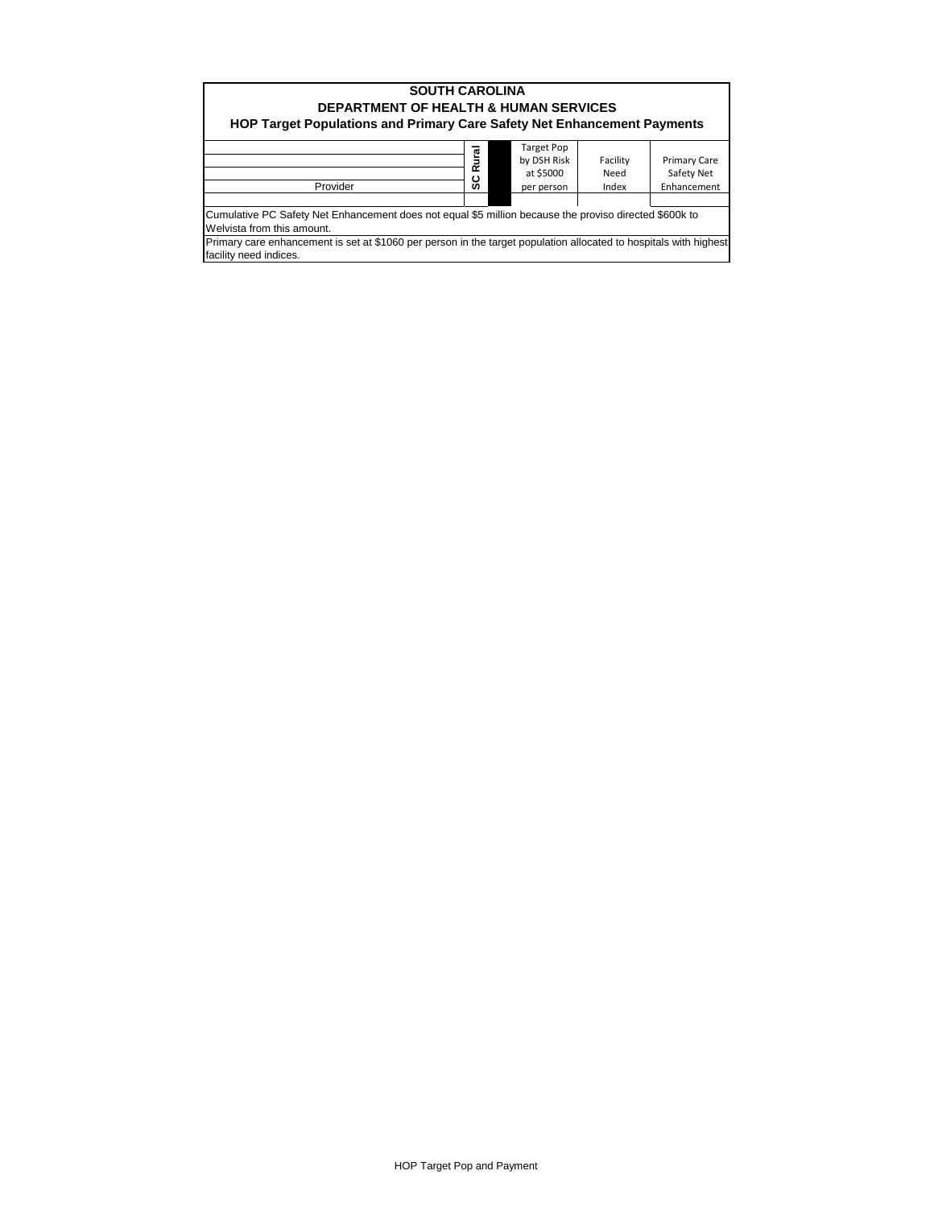# SOUTH CAROLINA
## DEPARTMENT OF HEALTH & HUMAN SERVICES
### HOP Target Populations and Primary Care Safety Net Enhancement Payments

| Provider | SC Rural | | Target Pop by DSH Risk at $5000 per person | Facility Need Index | Primary Care Safety Net Enhancement |
|---|---|---|---|---|---|
| | | | | | |

Cumulative PC Safety Net Enhancement does not equal $5 million because the proviso directed $600k to Welvista from this amount.

Primary care enhancement is set at $1060 per person in the target population allocated to hospitals with highest facility need indices.